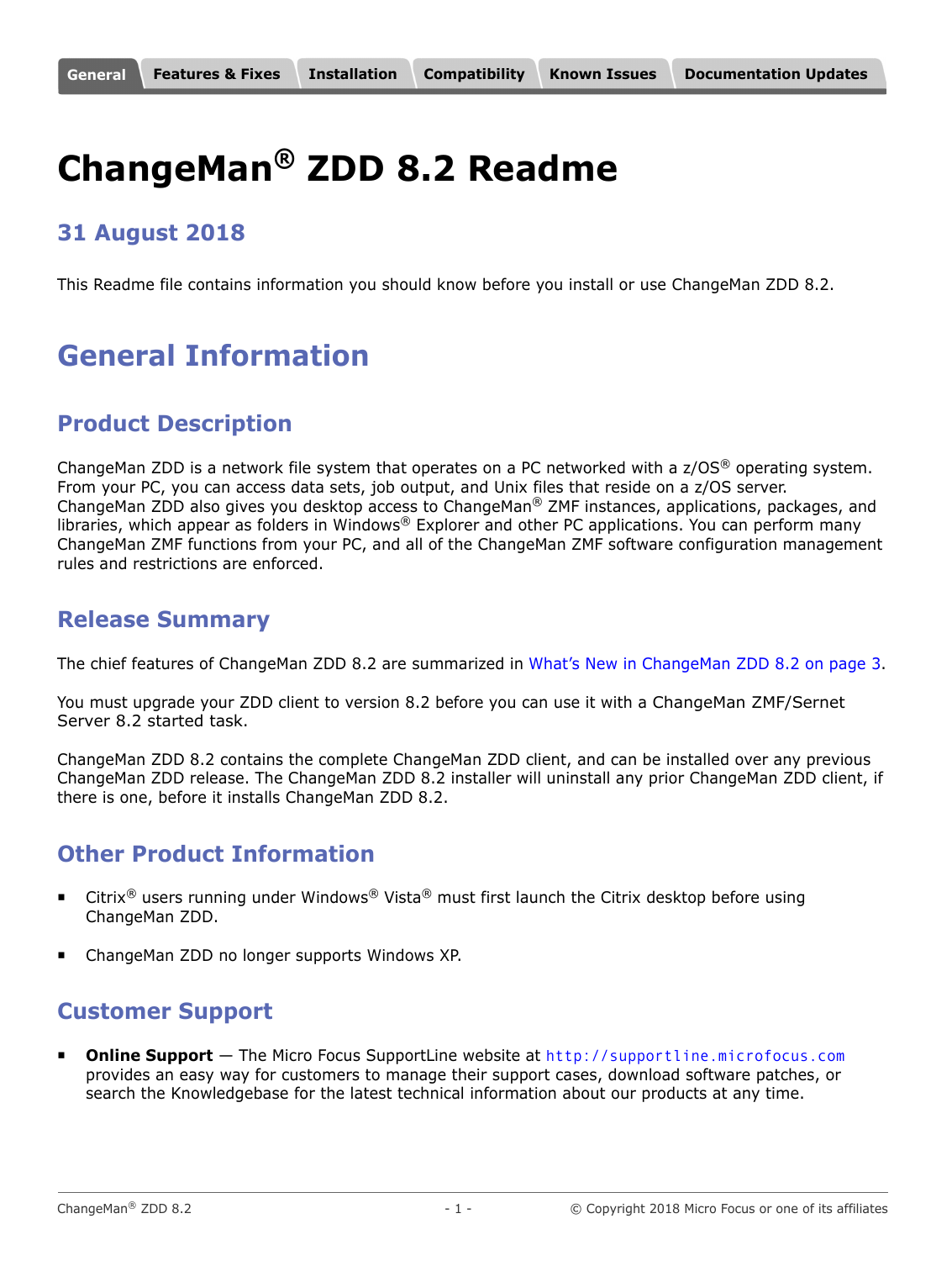General | Features & Fixes | Installation | Compatibility | Known Issues | Documentation Updates

# ChangeMan® ZDD 8.2 Readme

### 31 August 2018

This Readme file contains information you should know before you install or use ChangeMan ZDD 8.2.

# General Information

## Product Description

ChangeMan ZDD is a network file system that operates on a PC networked with a z/OS® operating system. From your PC, you can access data sets, job output, and Unix files that reside on a z/OS server. ChangeMan ZDD also gives you desktop access to ChangeMan® ZMF instances, applications, packages, and libraries, which appear as folders in Windows® Explorer and other PC applications. You can perform many ChangeMan ZMF functions from your PC, and all of the ChangeMan ZMF software configuration management rules and restrictions are enforced.

## Release Summary

The chief features of ChangeMan ZDD 8.2 are summarized in What's New in ChangeMan ZDD 8.2 on page 3.

You must upgrade your ZDD client to version 8.2 before you can use it with a ChangeMan ZMF/Sernet Server 8.2 started task.

ChangeMan ZDD 8.2 contains the complete ChangeMan ZDD client, and can be installed over any previous ChangeMan ZDD release. The ChangeMan ZDD 8.2 installer will uninstall any prior ChangeMan ZDD client, if there is one, before it installs ChangeMan ZDD 8.2.

## Other Product Information

- Citrix® users running under Windows® Vista® must first launch the Citrix desktop before using ChangeMan ZDD.
- ChangeMan ZDD no longer supports Windows XP.

## Customer Support

- **Online Support** — The Micro Focus SupportLine website at http://supportline.microfocus.com provides an easy way for customers to manage their support cases, download software patches, or search the Knowledgebase for the latest technical information about our products at any time.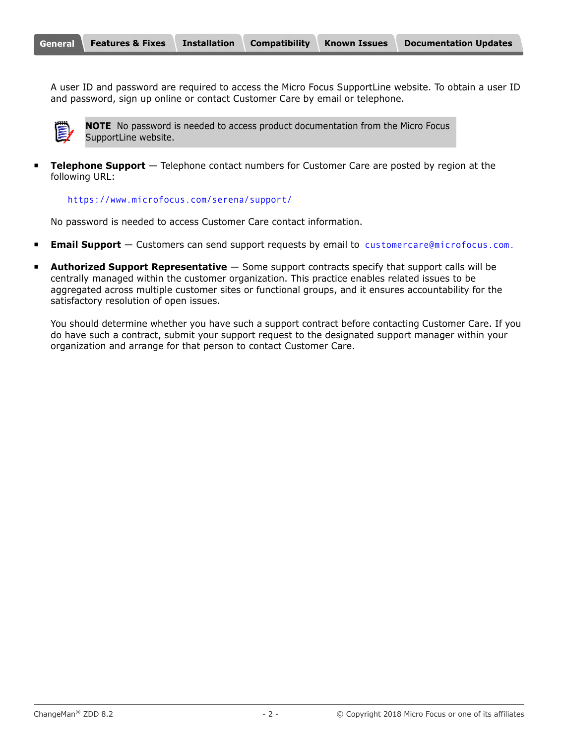A user ID and password are required to access the Micro Focus SupportLine website. To obtain a user ID and password, sign up online or contact Customer Care by email or telephone.

**NOTE** No password is needed to access product documentation from the Micro Focus SupportLine website.

- **Telephone Support** — Telephone contact numbers for Customer Care are posted by region at the following URL:

  https://www.microfocus.com/serena/support/

  No password is needed to access Customer Care contact information.

- **Email Support** — Customers can send support requests by email to customercare@microfocus.com.

- **Authorized Support Representative** — Some support contracts specify that support calls will be centrally managed within the customer organization. This practice enables related issues to be aggregated across multiple customer sites or functional groups, and it ensures accountability for the satisfactory resolution of open issues.

  You should determine whether you have such a support contract before contacting Customer Care. If you do have such a contract, submit your support request to the designated support manager within your organization and arrange for that person to contact Customer Care.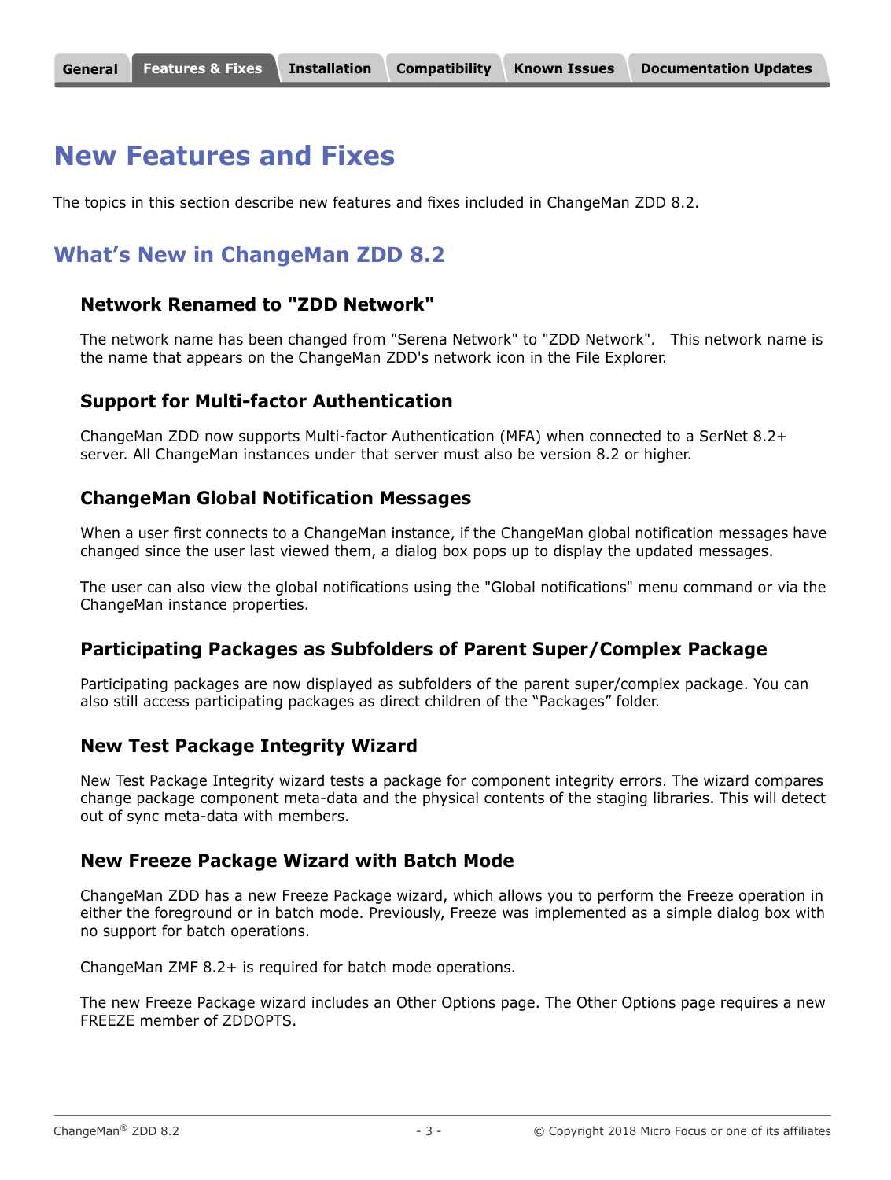# New Features and Fixes

The topics in this section describe new features and fixes included in ChangeMan ZDD 8.2.

## What's New in ChangeMan ZDD 8.2

### Network Renamed to "ZDD Network"

The network name has been changed from "Serena Network" to "ZDD Network". This network name is the name that appears on the ChangeMan ZDD's network icon in the File Explorer.

### Support for Multi-factor Authentication

ChangeMan ZDD now supports Multi-factor Authentication (MFA) when connected to a SerNet 8.2+ server. All ChangeMan instances under that server must also be version 8.2 or higher.

### ChangeMan Global Notification Messages

When a user first connects to a ChangeMan instance, if the ChangeMan global notification messages have changed since the user last viewed them, a dialog box pops up to display the updated messages.

The user can also view the global notifications using the "Global notifications" menu command or via the ChangeMan instance properties.

### Participating Packages as Subfolders of Parent Super/Complex Package

Participating packages are now displayed as subfolders of the parent super/complex package. You can also still access participating packages as direct children of the "Packages" folder.

### New Test Package Integrity Wizard

New Test Package Integrity wizard tests a package for component integrity errors. The wizard compares change package component meta-data and the physical contents of the staging libraries. This will detect out of sync meta-data with members.

### New Freeze Package Wizard with Batch Mode

ChangeMan ZDD has a new Freeze Package wizard, which allows you to perform the Freeze operation in either the foreground or in batch mode. Previously, Freeze was implemented as a simple dialog box with no support for batch operations.

ChangeMan ZMF 8.2+ is required for batch mode operations.

The new Freeze Package wizard includes an Other Options page. The Other Options page requires a new FREEZE member of ZDDOPTS.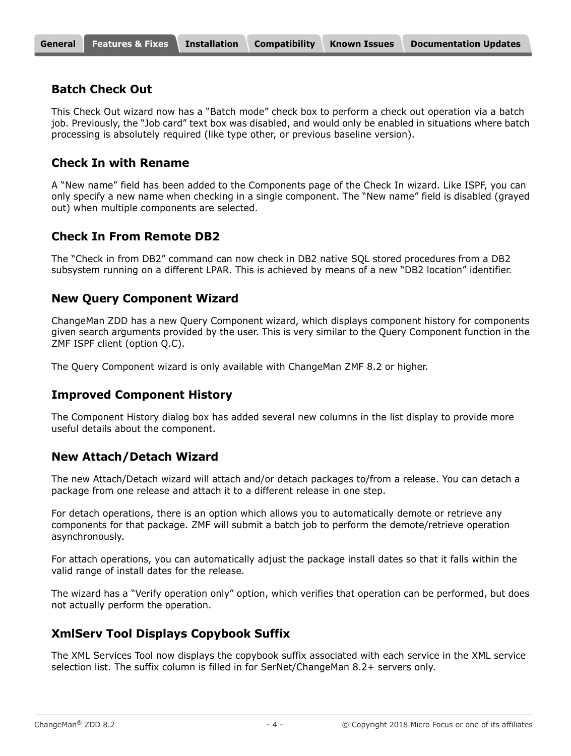## Batch Check Out

This Check Out wizard now has a "Batch mode" check box to perform a check out operation via a batch job. Previously, the "Job card" text box was disabled, and would only be enabled in situations where batch processing is absolutely required (like type other, or previous baseline version).

## Check In with Rename

A "New name" field has been added to the Components page of the Check In wizard. Like ISPF, you can only specify a new name when checking in a single component. The "New name" field is disabled (grayed out) when multiple components are selected.

## Check In From Remote DB2

The "Check in from DB2" command can now check in DB2 native SQL stored procedures from a DB2 subsystem running on a different LPAR. This is achieved by means of a new "DB2 location" identifier.

## New Query Component Wizard

ChangeMan ZDD has a new Query Component wizard, which displays component history for components given search arguments provided by the user. This is very similar to the Query Component function in the ZMF ISPF client (option Q.C).

The Query Component wizard is only available with ChangeMan ZMF 8.2 or higher.

## Improved Component History

The Component History dialog box has added several new columns in the list display to provide more useful details about the component.

## New Attach/Detach Wizard

The new Attach/Detach wizard will attach and/or detach packages to/from a release. You can detach a package from one release and attach it to a different release in one step.

For detach operations, there is an option which allows you to automatically demote or retrieve any components for that package. ZMF will submit a batch job to perform the demote/retrieve operation asynchronously.

For attach operations, you can automatically adjust the package install dates so that it falls within the valid range of install dates for the release.

The wizard has a "Verify operation only" option, which verifies that operation can be performed, but does not actually perform the operation.

## XmlServ Tool Displays Copybook Suffix

The XML Services Tool now displays the copybook suffix associated with each service in the XML service selection list. The suffix column is filled in for SerNet/ChangeMan 8.2+ servers only.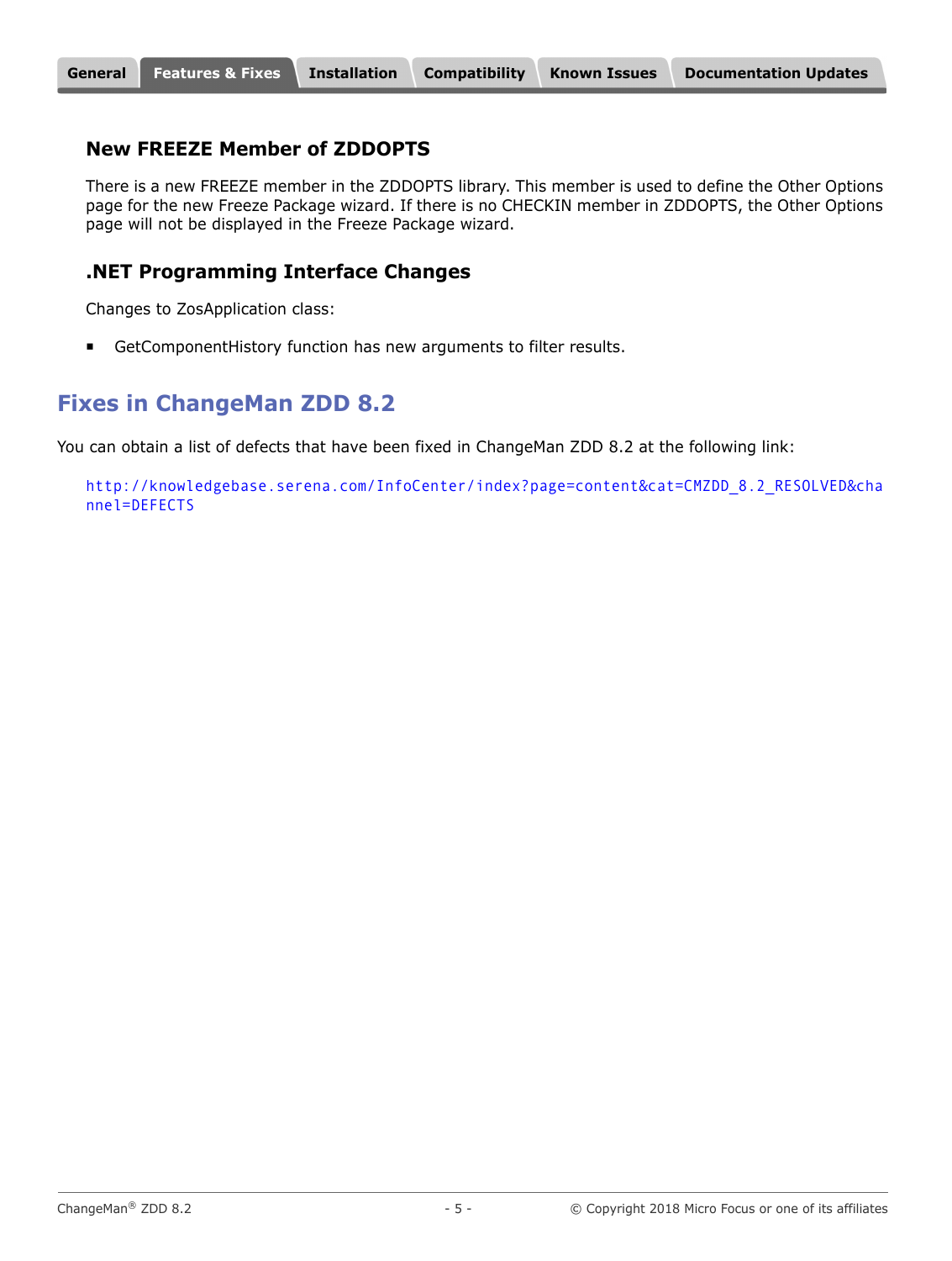### New FREEZE Member of ZDDOPTS

There is a new FREEZE member in the ZDDOPTS library. This member is used to define the Other Options page for the new Freeze Package wizard. If there is no CHECKIN member in ZDDOPTS, the Other Options page will not be displayed in the Freeze Package wizard.

### .NET Programming Interface Changes

Changes to ZosApplication class:

- GetComponentHistory function has new arguments to filter results.

## Fixes in ChangeMan ZDD 8.2

You can obtain a list of defects that have been fixed in ChangeMan ZDD 8.2 at the following link:

http://knowledgebase.serena.com/InfoCenter/index?page=content&cat=CMZDD_8.2_RESOLVED&channel=DEFECTS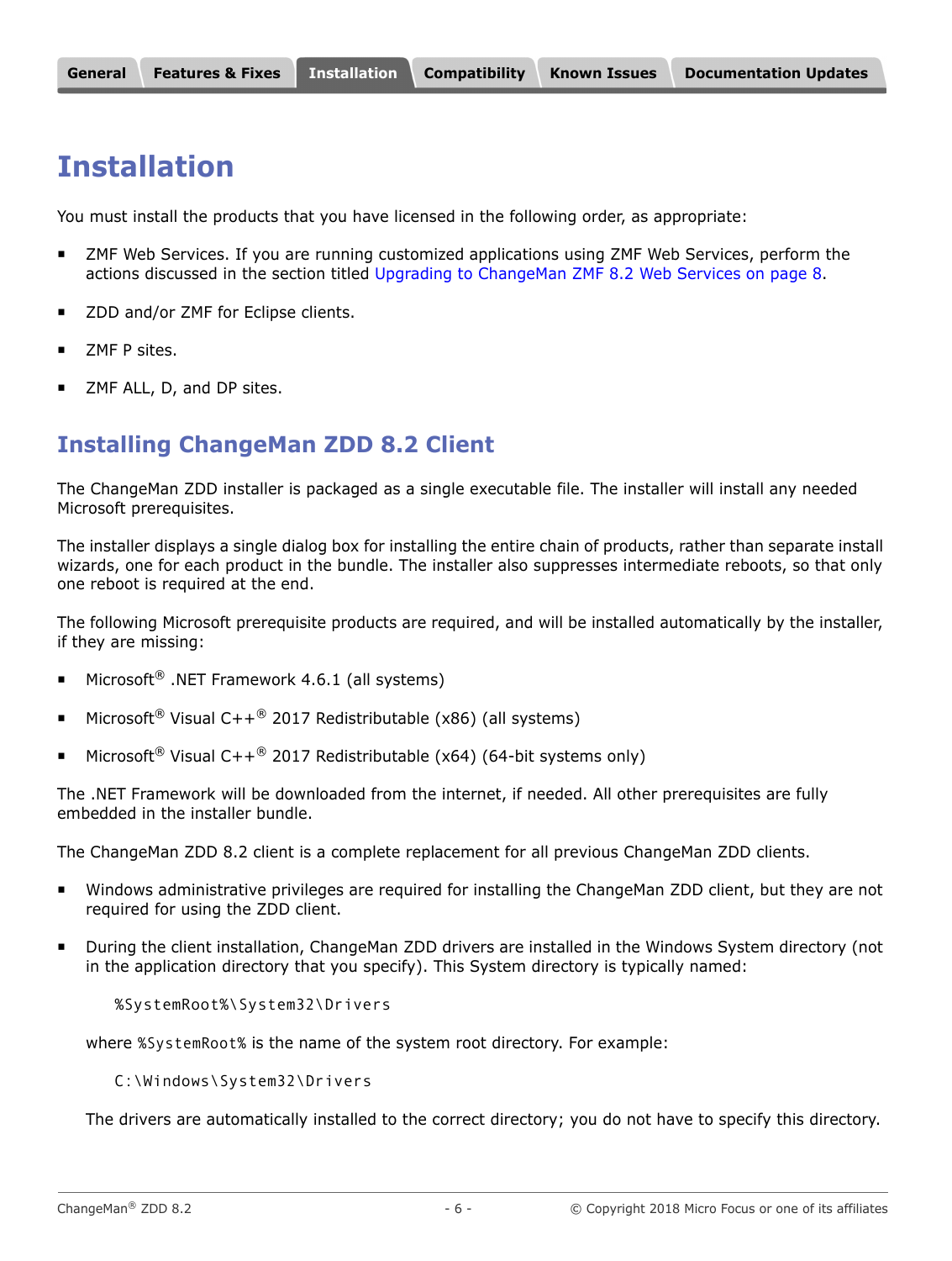# Installation

You must install the products that you have licensed in the following order, as appropriate:

- ZMF Web Services. If you are running customized applications using ZMF Web Services, perform the actions discussed in the section titled Upgrading to ChangeMan ZMF 8.2 Web Services on page 8.
- ZDD and/or ZMF for Eclipse clients.
- ZMF P sites.
- ZMF ALL, D, and DP sites.

## Installing ChangeMan ZDD 8.2 Client

The ChangeMan ZDD installer is packaged as a single executable file. The installer will install any needed Microsoft prerequisites.

The installer displays a single dialog box for installing the entire chain of products, rather than separate install wizards, one for each product in the bundle. The installer also suppresses intermediate reboots, so that only one reboot is required at the end.

The following Microsoft prerequisite products are required, and will be installed automatically by the installer, if they are missing:

- Microsoft® .NET Framework 4.6.1 (all systems)
- Microsoft® Visual C++® 2017 Redistributable (x86) (all systems)
- Microsoft® Visual C++® 2017 Redistributable (x64) (64-bit systems only)

The .NET Framework will be downloaded from the internet, if needed. All other prerequisites are fully embedded in the installer bundle.

The ChangeMan ZDD 8.2 client is a complete replacement for all previous ChangeMan ZDD clients.

- Windows administrative privileges are required for installing the ChangeMan ZDD client, but they are not required for using the ZDD client.
- During the client installation, ChangeMan ZDD drivers are installed in the Windows System directory (not in the application directory that you specify). This System directory is typically named:

  ```
  %SystemRoot%\System32\Drivers
  ```

  where `%SystemRoot%` is the name of the system root directory. For example:

  ```
  C:\Windows\System32\Drivers
  ```

  The drivers are automatically installed to the correct directory; you do not have to specify this directory.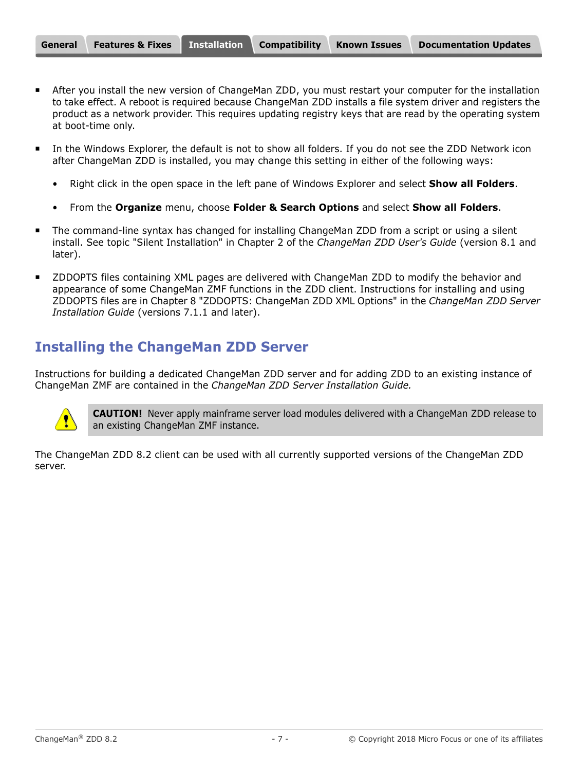- After you install the new version of ChangeMan ZDD, you must restart your computer for the installation to take effect. A reboot is required because ChangeMan ZDD installs a file system driver and registers the product as a network provider. This requires updating registry keys that are read by the operating system at boot-time only.
- In the Windows Explorer, the default is not to show all folders. If you do not see the ZDD Network icon after ChangeMan ZDD is installed, you may change this setting in either of the following ways:
  - Right click in the open space in the left pane of Windows Explorer and select **Show all Folders**.
  - From the **Organize** menu, choose **Folder & Search Options** and select **Show all Folders**.
- The command-line syntax has changed for installing ChangeMan ZDD from a script or using a silent install. See topic "Silent Installation" in Chapter 2 of the *ChangeMan ZDD User's Guide* (version 8.1 and later).
- ZDDOPTS files containing XML pages are delivered with ChangeMan ZDD to modify the behavior and appearance of some ChangeMan ZMF functions in the ZDD client. Instructions for installing and using ZDDOPTS files are in Chapter 8 "ZDDOPTS: ChangeMan ZDD XML Options" in the *ChangeMan ZDD Server Installation Guide* (versions 7.1.1 and later).

## Installing the ChangeMan ZDD Server

Instructions for building a dedicated ChangeMan ZDD server and for adding ZDD to an existing instance of ChangeMan ZMF are contained in the *ChangeMan ZDD Server Installation Guide.*

**CAUTION!** Never apply mainframe server load modules delivered with a ChangeMan ZDD release to an existing ChangeMan ZMF instance.

The ChangeMan ZDD 8.2 client can be used with all currently supported versions of the ChangeMan ZDD server.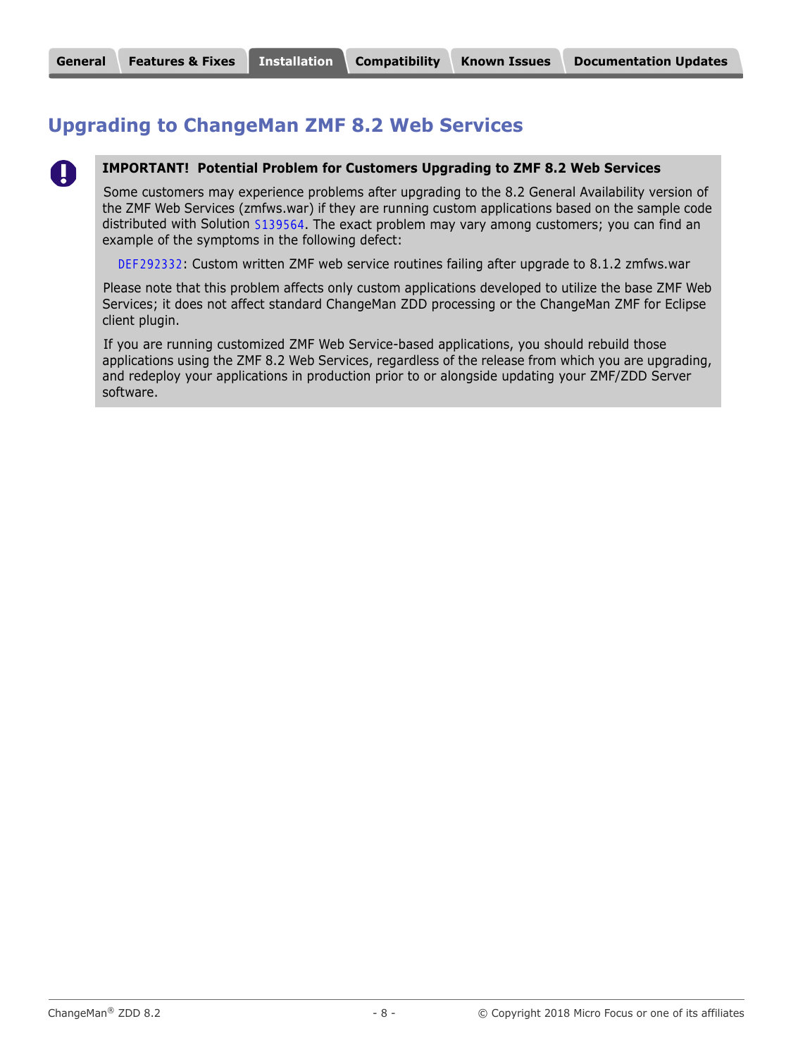## Upgrading to ChangeMan ZMF 8.2 Web Services

**IMPORTANT! Potential Problem for Customers Upgrading to ZMF 8.2 Web Services**

Some customers may experience problems after upgrading to the 8.2 General Availability version of the ZMF Web Services (zmfws.war) if they are running custom applications based on the sample code distributed with Solution S139564. The exact problem may vary among customers; you can find an example of the symptoms in the following defect:

> DEF292332: Custom written ZMF web service routines failing after upgrade to 8.1.2 zmfws.war

Please note that this problem affects only custom applications developed to utilize the base ZMF Web Services; it does not affect standard ChangeMan ZDD processing or the ChangeMan ZMF for Eclipse client plugin.

If you are running customized ZMF Web Service-based applications, you should rebuild those applications using the ZMF 8.2 Web Services, regardless of the release from which you are upgrading, and redeploy your applications in production prior to or alongside updating your ZMF/ZDD Server software.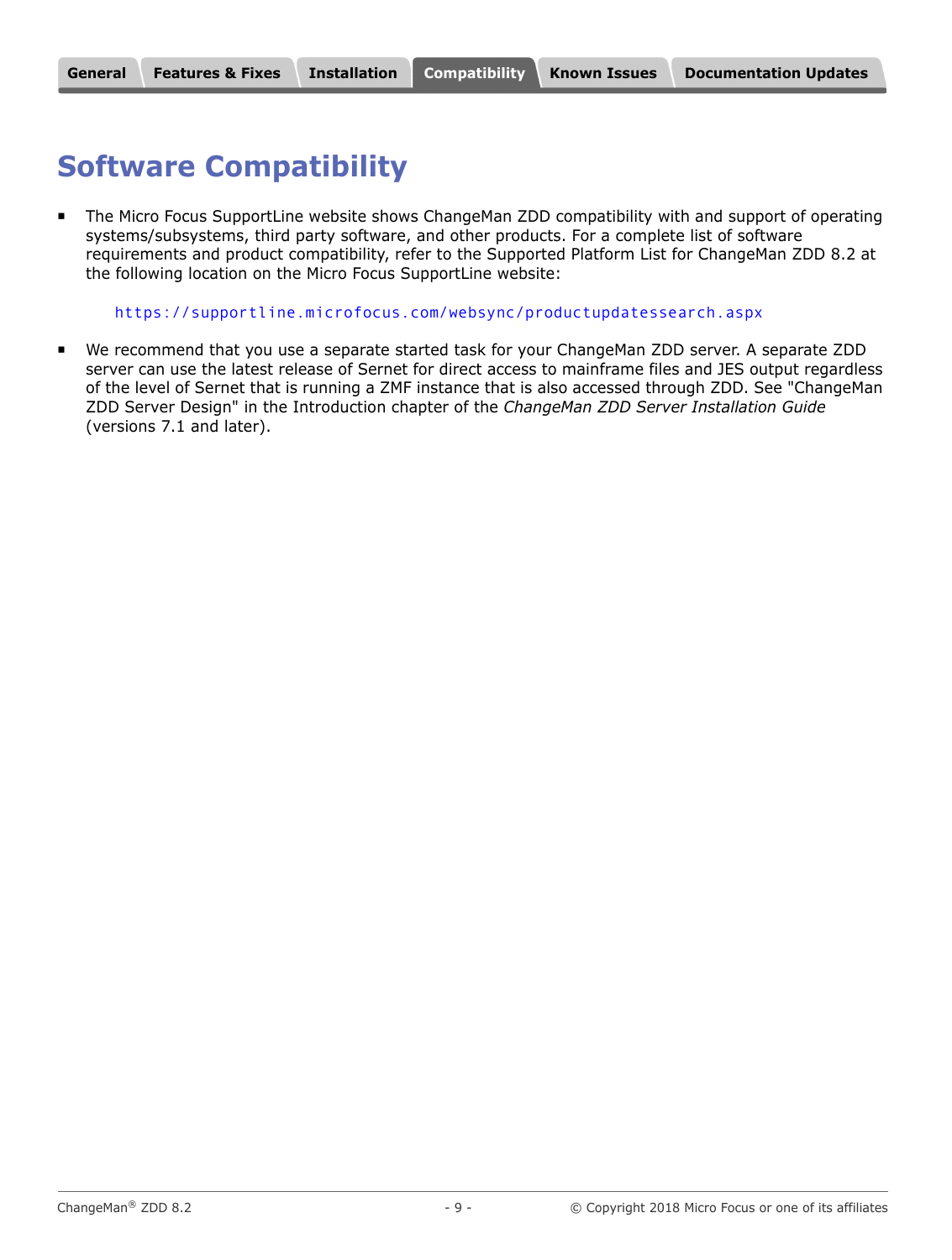General | Features & Fixes | Installation | Compatibility | Known Issues | Documentation Updates

# Software Compatibility

- The Micro Focus SupportLine website shows ChangeMan ZDD compatibility with and support of operating systems/subsystems, third party software, and other products. For a complete list of software requirements and product compatibility, refer to the Supported Platform List for ChangeMan ZDD 8.2 at the following location on the Micro Focus SupportLine website:

  https://supportline.microfocus.com/websync/productupdatessearch.aspx

- We recommend that you use a separate started task for your ChangeMan ZDD server. A separate ZDD server can use the latest release of Sernet for direct access to mainframe files and JES output regardless of the level of Sernet that is running a ZMF instance that is also accessed through ZDD. See "ChangeMan ZDD Server Design" in the Introduction chapter of the *ChangeMan ZDD Server Installation Guide* (versions 7.1 and later).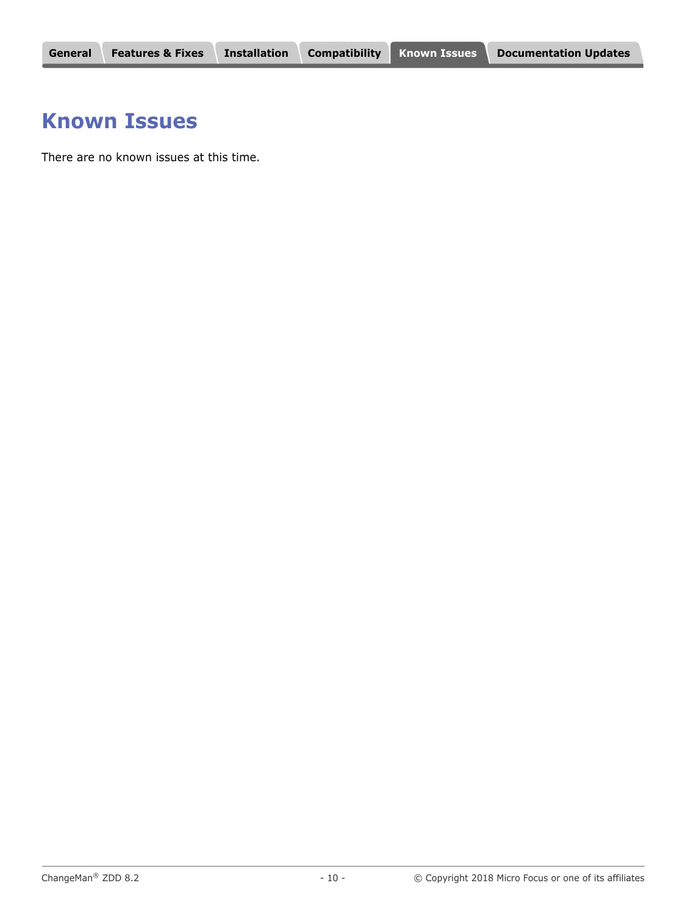# Known Issues

There are no known issues at this time.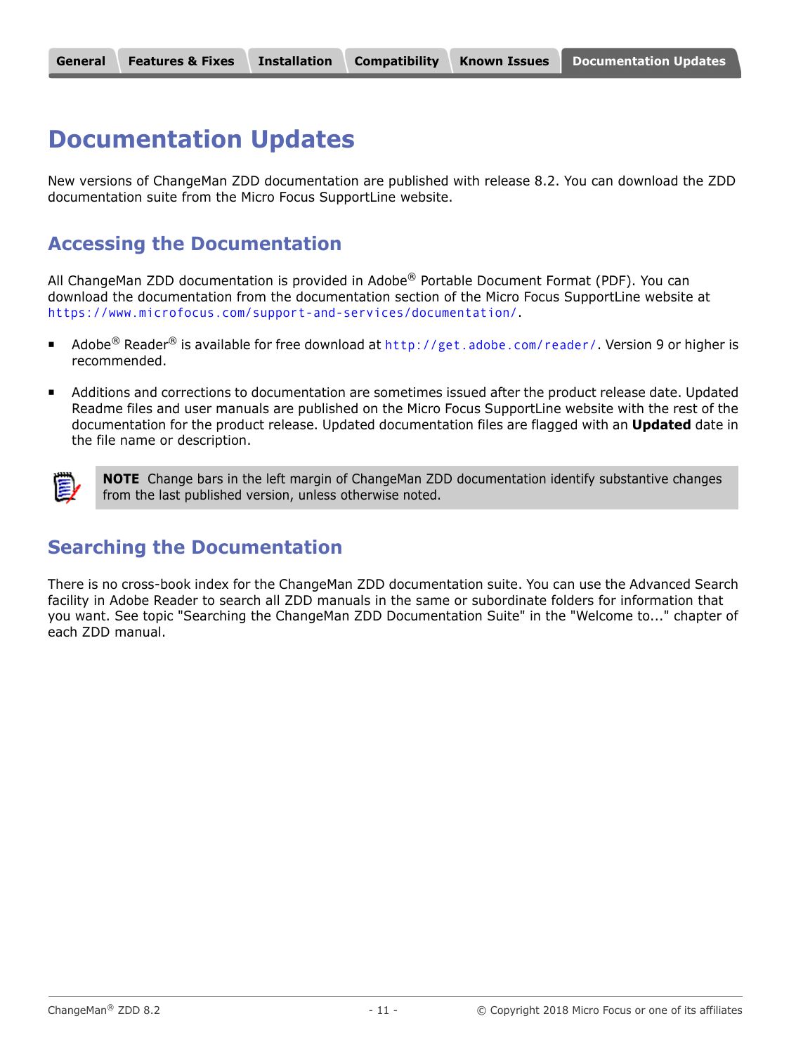# Documentation Updates

New versions of ChangeMan ZDD documentation are published with release 8.2. You can download the ZDD documentation suite from the Micro Focus SupportLine website.

## Accessing the Documentation

All ChangeMan ZDD documentation is provided in Adobe® Portable Document Format (PDF). You can download the documentation from the documentation section of the Micro Focus SupportLine website at https://www.microfocus.com/support-and-services/documentation/.

- Adobe® Reader® is available for free download at http://get.adobe.com/reader/. Version 9 or higher is recommended.
- Additions and corrections to documentation are sometimes issued after the product release date. Updated Readme files and user manuals are published on the Micro Focus SupportLine website with the rest of the documentation for the product release. Updated documentation files are flagged with an **Updated** date in the file name or description.

**NOTE** Change bars in the left margin of ChangeMan ZDD documentation identify substantive changes from the last published version, unless otherwise noted.

## Searching the Documentation

There is no cross-book index for the ChangeMan ZDD documentation suite. You can use the Advanced Search facility in Adobe Reader to search all ZDD manuals in the same or subordinate folders for information that you want. See topic "Searching the ChangeMan ZDD Documentation Suite" in the "Welcome to..." chapter of each ZDD manual.